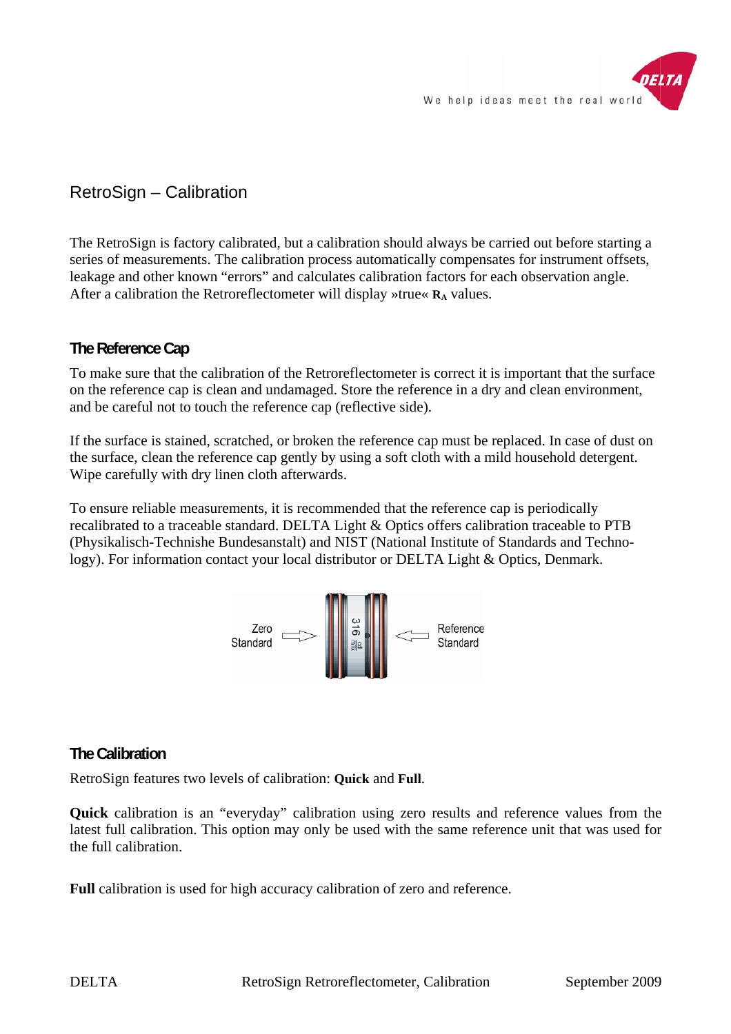# RetroSign – Calibration

The RetroSign is factory calibrated, but a calibration should always be carried out before starting a series of measurements. The calibration process automatically compensates for instrument offsets, leakage and other known "errors" and calculates calibration factors for each observation angle. After a calibration the Retroreflectometer will display »true« $\mathbf{R_A}$ values.

## The Reference Cap

To make sure that the calibration of the Retroreflectometer is correct it is important that the surface on the reference cap is clean and undamaged. Store the reference in a dry and clean environment, and be careful not to touch the reference cap (reflective side).

If the surface is stained, scratched, or broken the reference cap must be replaced. In case of dust on the surface, clean the reference cap gently by using a soft cloth with a mild household detergent. Wipe carefully with dry linen cloth afterwards.

To ensure reliable measurements, it is recommended that the reference cap is periodically recalibrated to a traceable standard. DELTA Light & Optics offers calibration traceable to PTB (Physikalisch-Technishe Bundesanstalt) and NIST (National Institute of Standards and Techno-logy). For information contact your local distributor or DELTA Light & Optics, Denmark.

Zero Standard ⇨ 316 ⇦ Reference Standard

## The Calibration

RetroSign features two levels of calibration: **Quick** and **Full**.

**Quick** calibration is an "everyday" calibration using zero results and reference values from the latest full calibration. This option may only be used with the same reference unit that was used for the full calibration.

**Full** calibration is used for high accuracy calibration of zero and reference.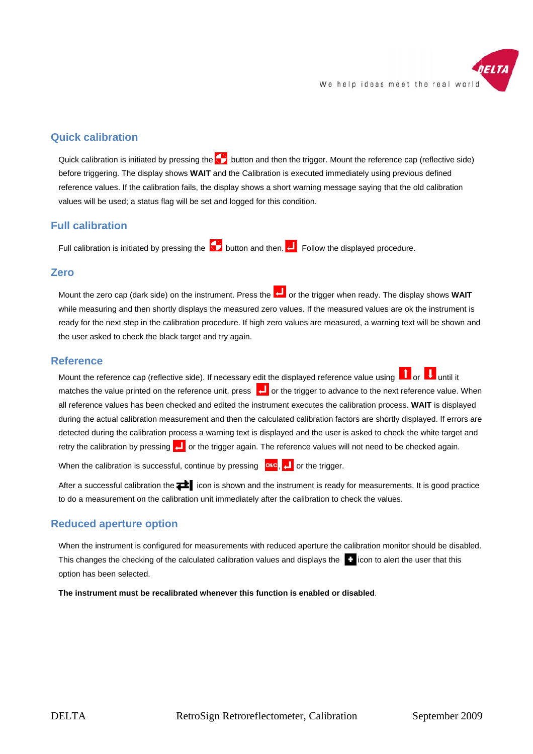## Quick calibration

Quick calibration is initiated by pressing the button and then the trigger. Mount the reference cap (reflective side) before triggering. The display shows **WAIT** and the Calibration is executed immediately using previous defined reference values. If the calibration fails, the display shows a short warning message saying that the old calibration values will be used; a status flag will be set and logged for this condition.

## Full calibration

Full calibration is initiated by pressing the button and then. Follow the displayed procedure.

## Zero

Mount the zero cap (dark side) on the instrument. Press the or the trigger when ready. The display shows **WAIT** while measuring and then shortly displays the measured zero values. If the measured values are ok the instrument is ready for the next step in the calibration procedure. If high zero values are measured, a warning text will be shown and the user asked to check the black target and try again.

## Reference

Mount the reference cap (reflective side). If necessary edit the displayed reference value using or until it matches the value printed on the reference unit, press or the trigger to advance to the next reference value. When all reference values has been checked and edited the instrument executes the calibration process. **WAIT** is displayed during the actual calibration measurement and then the calculated calibration factors are shortly displayed. If errors are detected during the calibration process a warning text is displayed and the user is asked to check the white target and retry the calibration by pressing or the trigger again. The reference values will not need to be checked again.

When the calibration is successful, continue by pressing ON/C, or the trigger.

After a successful calibration the icon is shown and the instrument is ready for measurements. It is good practice to do a measurement on the calibration unit immediately after the calibration to check the values.

## Reduced aperture option

When the instrument is configured for measurements with reduced aperture the calibration monitor should be disabled. This changes the checking of the calculated calibration values and displays the icon to alert the user that this option has been selected.

**The instrument must be recalibrated whenever this function is enabled or disabled**.